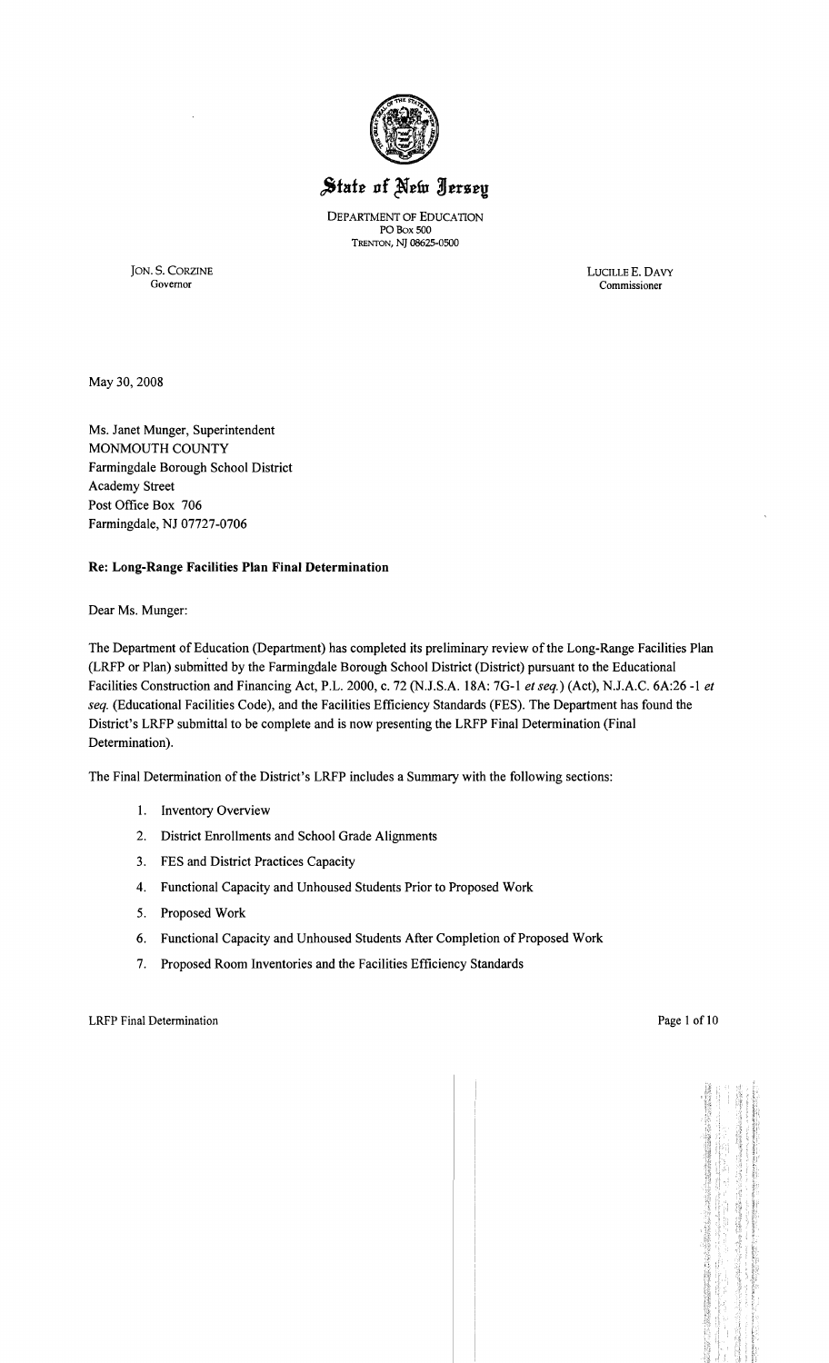# State of New Jersey

DEPARTMENT OF EDUCATION
PO Box 500
TRENTON, NJ 08625-0500

JON. S. CORZINE
Governor

LUCILLE E. DAVY
Commissioner

May 30, 2008

Ms. Janet Munger, Superintendent
MONMOUTH COUNTY
Farmingdale Borough School District
Academy Street
Post Office Box 706
Farmingdale, NJ 07727-0706

**Re: Long-Range Facilities Plan Final Determination**

Dear Ms. Munger:

The Department of Education (Department) has completed its preliminary review of the Long-Range Facilities Plan (LRFP or Plan) submitted by the Farmingdale Borough School District (District) pursuant to the Educational Facilities Construction and Financing Act, P.L. 2000, c. 72 (N.J.S.A. 18A: 7G-1 *et seq.*) (Act), N.J.A.C. 6A:26 -1 *et seq.* (Educational Facilities Code), and the Facilities Efficiency Standards (FES). The Department has found the District's LRFP submittal to be complete and is now presenting the LRFP Final Determination (Final Determination).

The Final Determination of the District's LRFP includes a Summary with the following sections:

1. Inventory Overview
2. District Enrollments and School Grade Alignments
3. FES and District Practices Capacity
4. Functional Capacity and Unhoused Students Prior to Proposed Work
5. Proposed Work
6. Functional Capacity and Unhoused Students After Completion of Proposed Work
7. Proposed Room Inventories and the Facilities Efficiency Standards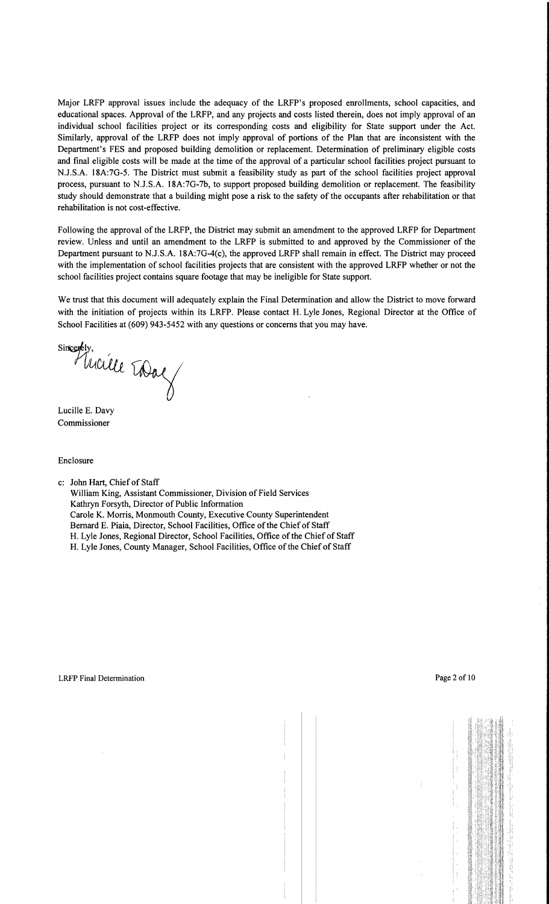Major LRFP approval issues include the adequacy of the LRFP's proposed enrollments, school capacities, and educational spaces. Approval of the LRFP, and any projects and costs listed therein, does not imply approval of an individual school facilities project or its corresponding costs and eligibility for State support under the Act. Similarly, approval of the LRFP does not imply approval of portions of the Plan that are inconsistent with the Department's FES and proposed building demolition or replacement. Determination of preliminary eligible costs and final eligible costs will be made at the time of the approval of a particular school facilities project pursuant to N.J.S.A. 18A:7G-5. The District must submit a feasibility study as part of the school facilities project approval process, pursuant to N.J.S.A. 18A:7G-7b, to support proposed building demolition or replacement. The feasibility study should demonstrate that a building might pose a risk to the safety of the occupants after rehabilitation or that rehabilitation is not cost-effective.

Following the approval of the LRFP, the District may submit an amendment to the approved LRFP for Department review. Unless and until an amendment to the LRFP is submitted to and approved by the Commissioner of the Department pursuant to N.J.S.A. 18A:7G-4(c), the approved LRFP shall remain in effect. The District may proceed with the implementation of school facilities projects that are consistent with the approved LRFP whether or not the school facilities project contains square footage that may be ineligible for State support.

We trust that this document will adequately explain the Final Determination and allow the District to move forward with the initiation of projects within its LRFP. Please contact H. Lyle Jones, Regional Director at the Office of School Facilities at (609) 943-5452 with any questions or concerns that you may have.

Sincerely,

Lucille E. Davy
Commissioner

Enclosure

c: John Hart, Chief of Staff
William King, Assistant Commissioner, Division of Field Services
Kathryn Forsyth, Director of Public Information
Carole K. Morris, Monmouth County, Executive County Superintendent
Bernard E. Piaia, Director, School Facilities, Office of the Chief of Staff
H. Lyle Jones, Regional Director, School Facilities, Office of the Chief of Staff
H. Lyle Jones, County Manager, School Facilities, Office of the Chief of Staff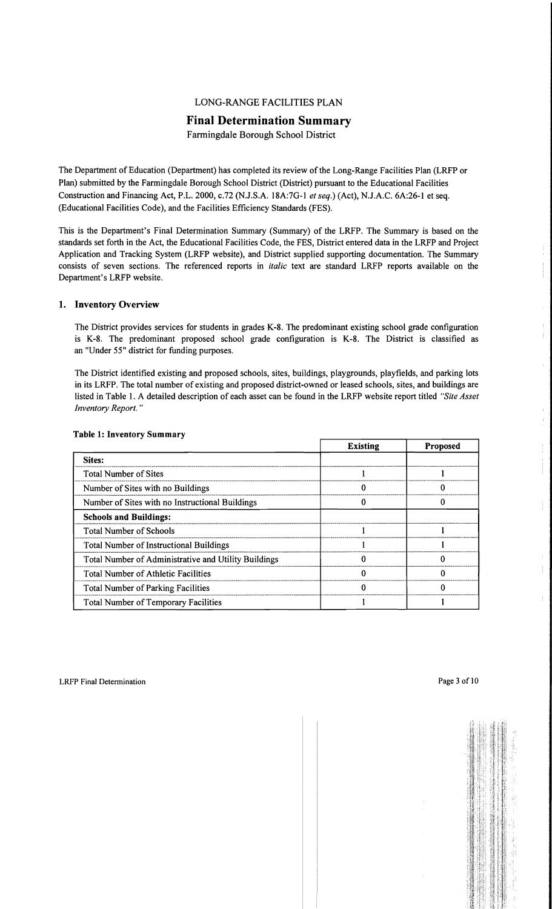LONG-RANGE FACILITIES PLAN

# Final Determination Summary

Farmingdale Borough School District

The Department of Education (Department) has completed its review of the Long-Range Facilities Plan (LRFP or Plan) submitted by the Farmingdale Borough School District (District) pursuant to the Educational Facilities Construction and Financing Act, P.L. 2000, c.72 (N.J.S.A. 18A:7G-1 *et seq.*) (Act), N.J.A.C. 6A:26-1 et seq. (Educational Facilities Code), and the Facilities Efficiency Standards (FES).

This is the Department's Final Determination Summary (Summary) of the LRFP. The Summary is based on the standards set forth in the Act, the Educational Facilities Code, the FES, District entered data in the LRFP and Project Application and Tracking System (LRFP website), and District supplied supporting documentation. The Summary consists of seven sections. The referenced reports in *italic* text are standard LRFP reports available on the Department's LRFP website.

## 1. Inventory Overview

The District provides services for students in grades K-8. The predominant existing school grade configuration is K-8. The predominant proposed school grade configuration is K-8. The District is classified as an "Under 55" district for funding purposes.

The District identified existing and proposed schools, sites, buildings, playgrounds, playfields, and parking lots in its LRFP. The total number of existing and proposed district-owned or leased schools, sites, and buildings are listed in Table 1. A detailed description of each asset can be found in the LRFP website report titled *"Site Asset Inventory Report."*

**Table 1: Inventory Summary**

| | Existing | Proposed |
|---|---|---|
| **Sites:** | | |
| Total Number of Sites | 1 | 1 |
| Number of Sites with no Buildings | 0 | 0 |
| Number of Sites with no Instructional Buildings | 0 | 0 |
| **Schools and Buildings:** | | |
| Total Number of Schools | 1 | 1 |
| Total Number of Instructional Buildings | 1 | 1 |
| Total Number of Administrative and Utility Buildings | 0 | 0 |
| Total Number of Athletic Facilities | 0 | 0 |
| Total Number of Parking Facilities | 0 | 0 |
| Total Number of Temporary Facilities | 1 | 1 |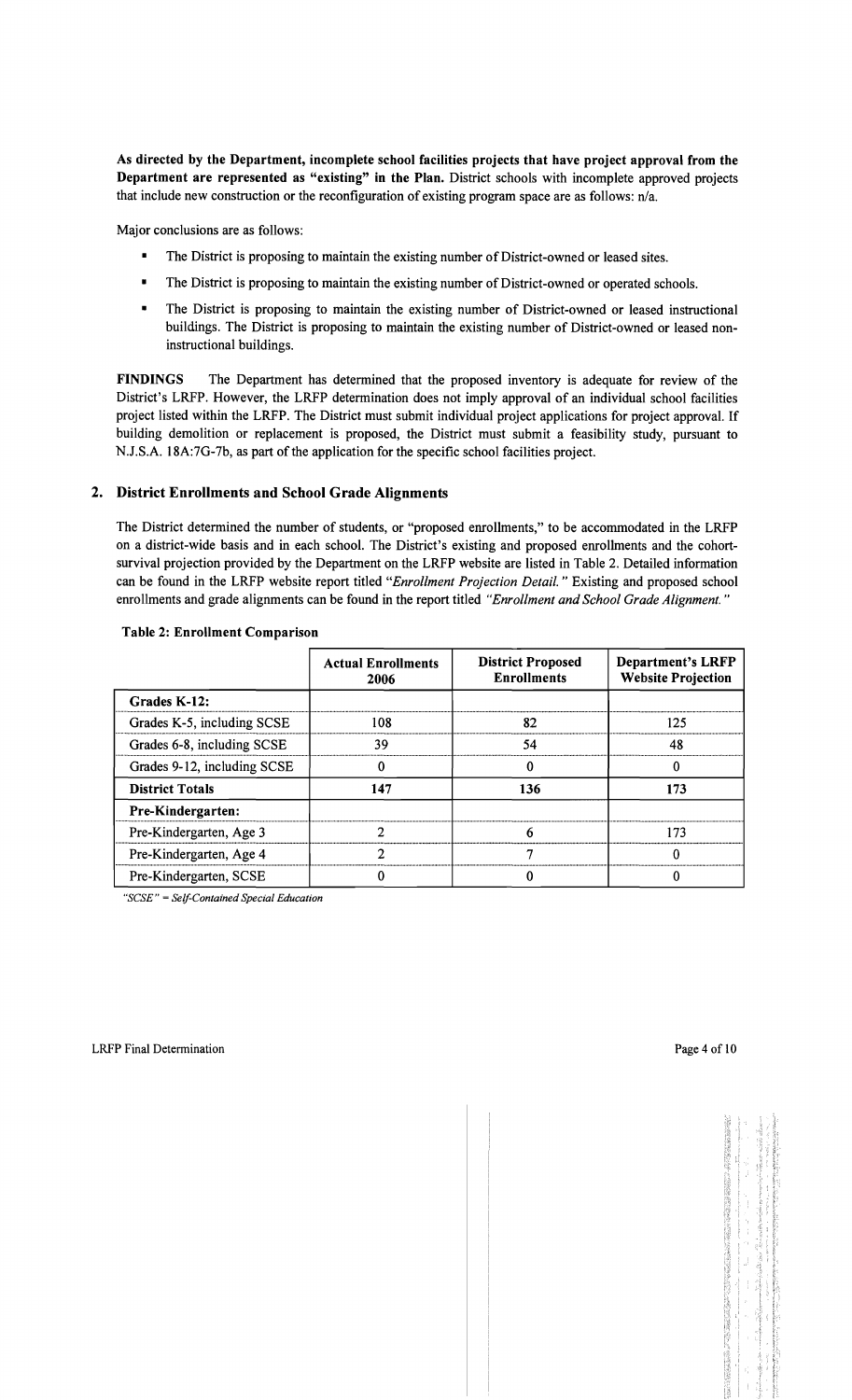**As directed by the Department, incomplete school facilities projects that have project approval from the Department are represented as "existing" in the Plan.** District schools with incomplete approved projects that include new construction or the reconfiguration of existing program space are as follows: n/a.

Major conclusions are as follows:

- The District is proposing to maintain the existing number of District-owned or leased sites.
- The District is proposing to maintain the existing number of District-owned or operated schools.
- The District is proposing to maintain the existing number of District-owned or leased instructional buildings. The District is proposing to maintain the existing number of District-owned or leased non-instructional buildings.

**FINDINGS** The Department has determined that the proposed inventory is adequate for review of the District's LRFP. However, the LRFP determination does not imply approval of an individual school facilities project listed within the LRFP. The District must submit individual project applications for project approval. If building demolition or replacement is proposed, the District must submit a feasibility study, pursuant to N.J.S.A. 18A:7G-7b, as part of the application for the specific school facilities project.

## 2. District Enrollments and School Grade Alignments

The District determined the number of students, or "proposed enrollments," to be accommodated in the LRFP on a district-wide basis and in each school. The District's existing and proposed enrollments and the cohort-survival projection provided by the Department on the LRFP website are listed in Table 2. Detailed information can be found in the LRFP website report titled *"Enrollment Projection Detail."* Existing and proposed school enrollments and grade alignments can be found in the report titled *"Enrollment and School Grade Alignment."*

**Table 2: Enrollment Comparison**

| | Actual Enrollments 2006 | District Proposed Enrollments | Department's LRFP Website Projection |
|---|---|---|---|
| **Grades K-12:** | | | |
| Grades K-5, including SCSE | 108 | 82 | 125 |
| Grades 6-8, including SCSE | 39 | 54 | 48 |
| Grades 9-12, including SCSE | 0 | 0 | 0 |
| **District Totals** | **147** | **136** | **173** |
| **Pre-Kindergarten:** | | | |
| Pre-Kindergarten, Age 3 | 2 | 6 | 173 |
| Pre-Kindergarten, Age 4 | 2 | 7 | 0 |
| Pre-Kindergarten, SCSE | 0 | 0 | 0 |

*"SCSE" = Self-Contained Special Education*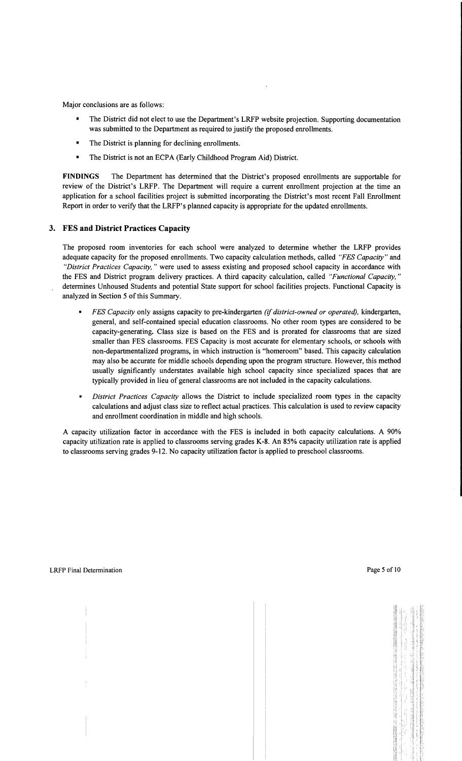Major conclusions are as follows:

- The District did not elect to use the Department's LRFP website projection. Supporting documentation was submitted to the Department as required to justify the proposed enrollments.
- The District is planning for declining enrollments.
- The District is not an ECPA (Early Childhood Program Aid) District.

**FINDINGS** The Department has determined that the District's proposed enrollments are supportable for review of the District's LRFP. The Department will require a current enrollment projection at the time an application for a school facilities project is submitted incorporating the District's most recent Fall Enrollment Report in order to verify that the LRFP's planned capacity is appropriate for the updated enrollments.

## 3. FES and District Practices Capacity

The proposed room inventories for each school were analyzed to determine whether the LRFP provides adequate capacity for the proposed enrollments. Two capacity calculation methods, called *"FES Capacity"* and *"District Practices Capacity,"* were used to assess existing and proposed school capacity in accordance with the FES and District program delivery practices. A third capacity calculation, called *"Functional Capacity,"* determines Unhoused Students and potential State support for school facilities projects. Functional Capacity is analyzed in Section 5 of this Summary.

- *FES Capacity* only assigns capacity to pre-kindergarten *(if district-owned or operated),* kindergarten, general, and self-contained special education classrooms. No other room types are considered to be capacity-generating. Class size is based on the FES and is prorated for classrooms that are sized smaller than FES classrooms. FES Capacity is most accurate for elementary schools, or schools with non-departmentalized programs, in which instruction is "homeroom" based. This capacity calculation may also be accurate for middle schools depending upon the program structure. However, this method usually significantly understates available high school capacity since specialized spaces that are typically provided in lieu of general classrooms are not included in the capacity calculations.

- *District Practices Capacity* allows the District to include specialized room types in the capacity calculations and adjust class size to reflect actual practices. This calculation is used to review capacity and enrollment coordination in middle and high schools.

A capacity utilization factor in accordance with the FES is included in both capacity calculations. A 90% capacity utilization rate is applied to classrooms serving grades K-8. An 85% capacity utilization rate is applied to classrooms serving grades 9-12. No capacity utilization factor is applied to preschool classrooms.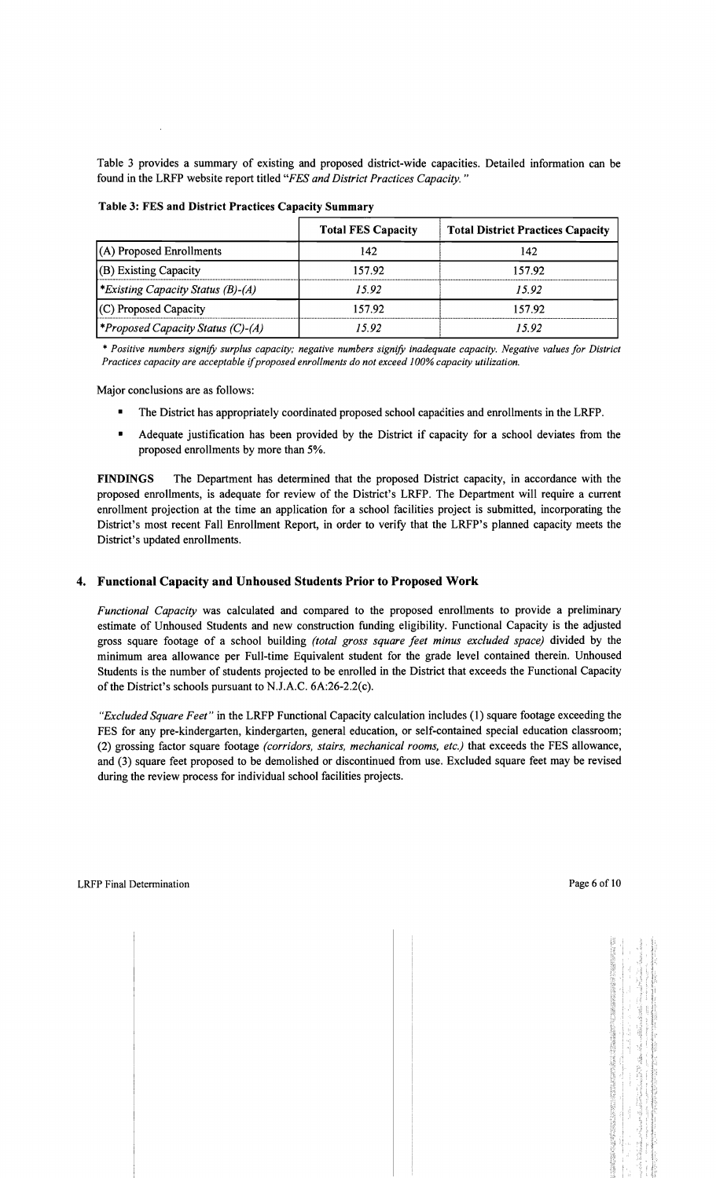Table 3 provides a summary of existing and proposed district-wide capacities. Detailed information can be found in the LRFP website report titled "*FES and District Practices Capacity.*"

**Table 3: FES and District Practices Capacity Summary**

| | Total FES Capacity | Total District Practices Capacity |
|---|---|---|
| (A) Proposed Enrollments | 142 | 142 |
| (B) Existing Capacity | 157.92 | 157.92 |
| **Existing Capacity Status (B)-(A)* | *15.92* | *15.92* |
| (C) Proposed Capacity | 157.92 | 157.92 |
| **Proposed Capacity Status (C)-(A)* | *15.92* | *15.92* |

*\* Positive numbers signify surplus capacity; negative numbers signify inadequate capacity. Negative values for District Practices capacity are acceptable if proposed enrollments do not exceed 100% capacity utilization.*

Major conclusions are as follows:

- The District has appropriately coordinated proposed school capacities and enrollments in the LRFP.
- Adequate justification has been provided by the District if capacity for a school deviates from the proposed enrollments by more than 5%.

**FINDINGS** The Department has determined that the proposed District capacity, in accordance with the proposed enrollments, is adequate for review of the District's LRFP. The Department will require a current enrollment projection at the time an application for a school facilities project is submitted, incorporating the District's most recent Fall Enrollment Report, in order to verify that the LRFP's planned capacity meets the District's updated enrollments.

## 4. Functional Capacity and Unhoused Students Prior to Proposed Work

*Functional Capacity* was calculated and compared to the proposed enrollments to provide a preliminary estimate of Unhoused Students and new construction funding eligibility. Functional Capacity is the adjusted gross square footage of a school building *(total gross square feet minus excluded space)* divided by the minimum area allowance per Full-time Equivalent student for the grade level contained therein. Unhoused Students is the number of students projected to be enrolled in the District that exceeds the Functional Capacity of the District's schools pursuant to N.J.A.C. 6A:26-2.2(c).

*"Excluded Square Feet"* in the LRFP Functional Capacity calculation includes (1) square footage exceeding the FES for any pre-kindergarten, kindergarten, general education, or self-contained special education classroom; (2) grossing factor square footage *(corridors, stairs, mechanical rooms, etc.)* that exceeds the FES allowance, and (3) square feet proposed to be demolished or discontinued from use. Excluded square feet may be revised during the review process for individual school facilities projects.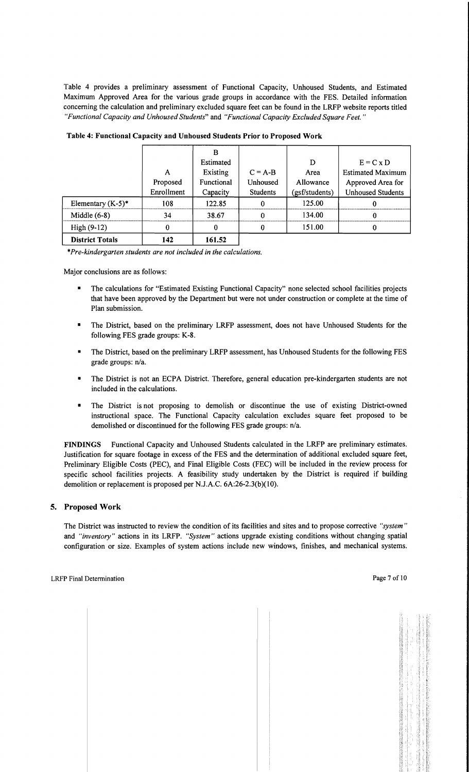Table 4 provides a preliminary assessment of Functional Capacity, Unhoused Students, and Estimated Maximum Approved Area for the various grade groups in accordance with the FES. Detailed information concerning the calculation and preliminary excluded square feet can be found in the LRFP website reports titled *"Functional Capacity and Unhoused Students"* and *"Functional Capacity Excluded Square Feet."*

**Table 4: Functional Capacity and Unhoused Students Prior to Proposed Work**

| | A<br>Proposed<br>Enrollment | B<br>Estimated<br>Existing<br>Functional<br>Capacity | C = A-B<br>Unhoused<br>Students | D<br>Area<br>Allowance<br>(gsf/students) | E = C x D<br>Estimated Maximum<br>Approved Area for<br>Unhoused Students |
|---|---|---|---|---|---|
| Elementary (K-5)* | 108 | 122.85 | 0 | 125.00 | 0 |
| Middle (6-8) | 34 | 38.67 | 0 | 134.00 | 0 |
| High (9-12) | 0 | 0 | 0 | 151.00 | 0 |
| **District Totals** | **142** | **161.52** | | | |

*\*Pre-kindergarten students are not included in the calculations.*

Major conclusions are as follows:

- The calculations for "Estimated Existing Functional Capacity" none selected school facilities projects that have been approved by the Department but were not under construction or complete at the time of Plan submission.
- The District, based on the preliminary LRFP assessment, does not have Unhoused Students for the following FES grade groups: K-8.
- The District, based on the preliminary LRFP assessment, has Unhoused Students for the following FES grade groups: n/a.
- The District is not an ECPA District. Therefore, general education pre-kindergarten students are not included in the calculations.
- The District is not proposing to demolish or discontinue the use of existing District-owned instructional space. The Functional Capacity calculation excludes square feet proposed to be demolished or discontinued for the following FES grade groups: n/a.

**FINDINGS** Functional Capacity and Unhoused Students calculated in the LRFP are preliminary estimates. Justification for square footage in excess of the FES and the determination of additional excluded square feet, Preliminary Eligible Costs (PEC), and Final Eligible Costs (FEC) will be included in the review process for specific school facilities projects. A feasibility study undertaken by the District is required if building demolition or replacement is proposed per N.J.A.C. 6A:26-2.3(b)(10).

## 5. Proposed Work

The District was instructed to review the condition of its facilities and sites and to propose corrective *"system"* and *"inventory"* actions in its LRFP. *"System"* actions upgrade existing conditions without changing spatial configuration or size. Examples of system actions include new windows, finishes, and mechanical systems.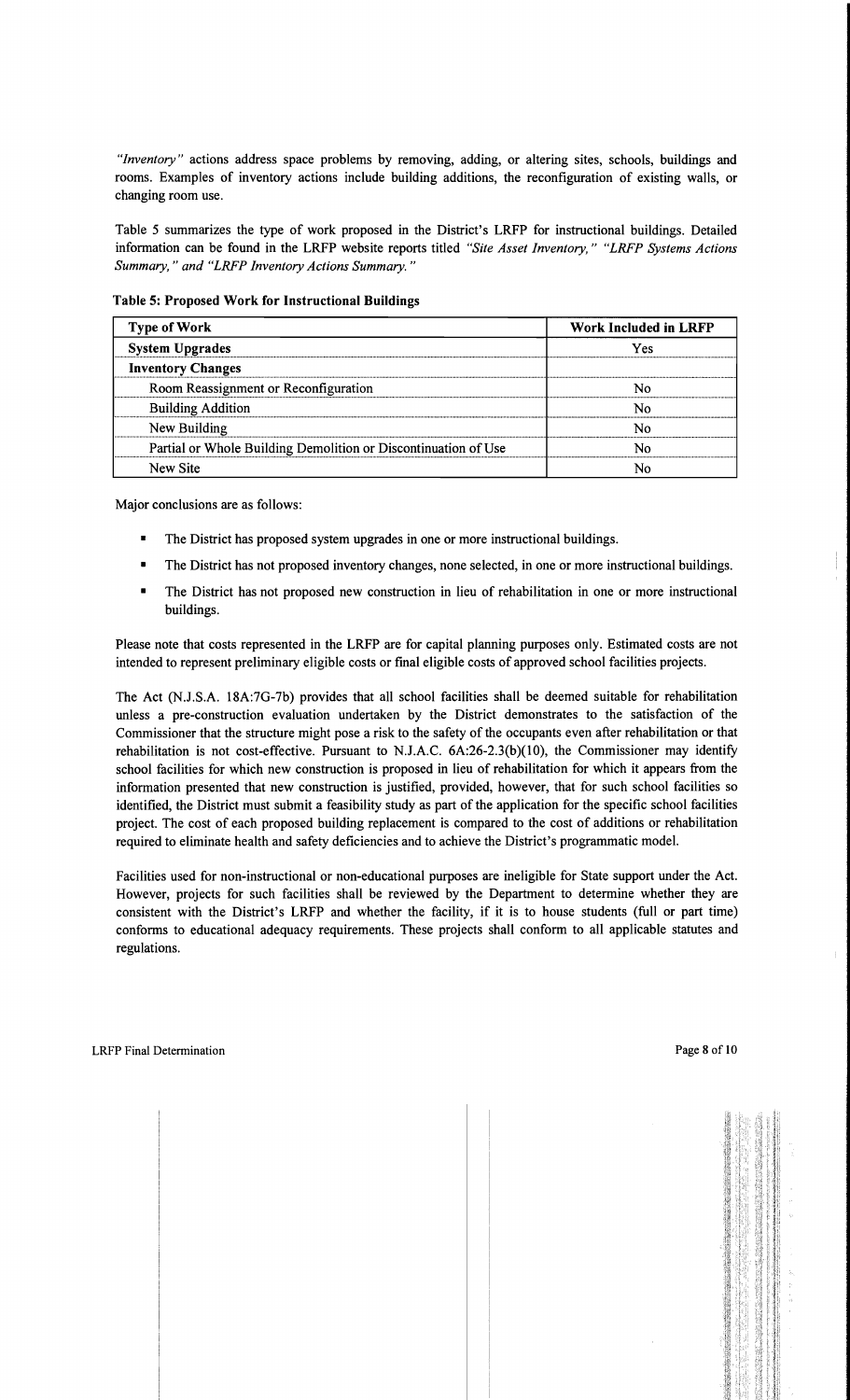*"Inventory"* actions address space problems by removing, adding, or altering sites, schools, buildings and rooms. Examples of inventory actions include building additions, the reconfiguration of existing walls, or changing room use.

Table 5 summarizes the type of work proposed in the District's LRFP for instructional buildings. Detailed information can be found in the LRFP website reports titled *"Site Asset Inventory," "LRFP Systems Actions Summary," and "LRFP Inventory Actions Summary."*

**Table 5: Proposed Work for Instructional Buildings**

| Type of Work | Work Included in LRFP |
|---|---|
| **System Upgrades** | Yes |
| **Inventory Changes** | |
| Room Reassignment or Reconfiguration | No |
| Building Addition | No |
| New Building | No |
| Partial or Whole Building Demolition or Discontinuation of Use | No |
| New Site | No |

Major conclusions are as follows:

- The District has proposed system upgrades in one or more instructional buildings.
- The District has not proposed inventory changes, none selected, in one or more instructional buildings.
- The District has not proposed new construction in lieu of rehabilitation in one or more instructional buildings.

Please note that costs represented in the LRFP are for capital planning purposes only. Estimated costs are not intended to represent preliminary eligible costs or final eligible costs of approved school facilities projects.

The Act (N.J.S.A. 18A:7G-7b) provides that all school facilities shall be deemed suitable for rehabilitation unless a pre-construction evaluation undertaken by the District demonstrates to the satisfaction of the Commissioner that the structure might pose a risk to the safety of the occupants even after rehabilitation or that rehabilitation is not cost-effective. Pursuant to N.J.A.C. 6A:26-2.3(b)(10), the Commissioner may identify school facilities for which new construction is proposed in lieu of rehabilitation for which it appears from the information presented that new construction is justified, provided, however, that for such school facilities so identified, the District must submit a feasibility study as part of the application for the specific school facilities project. The cost of each proposed building replacement is compared to the cost of additions or rehabilitation required to eliminate health and safety deficiencies and to achieve the District's programmatic model.

Facilities used for non-instructional or non-educational purposes are ineligible for State support under the Act. However, projects for such facilities shall be reviewed by the Department to determine whether they are consistent with the District's LRFP and whether the facility, if it is to house students (full or part time) conforms to educational adequacy requirements. These projects shall conform to all applicable statutes and regulations.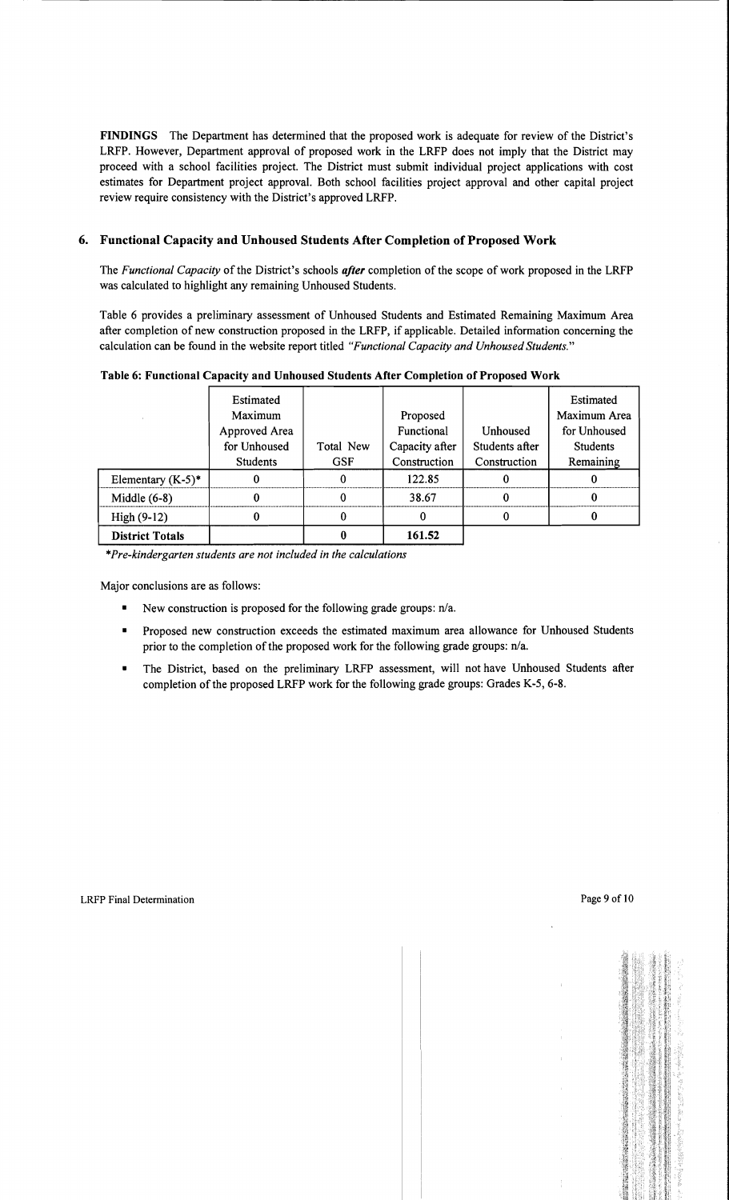**FINDINGS** The Department has determined that the proposed work is adequate for review of the District's LRFP. However, Department approval of proposed work in the LRFP does not imply that the District may proceed with a school facilities project. The District must submit individual project applications with cost estimates for Department project approval. Both school facilities project approval and other capital project review require consistency with the District's approved LRFP.

## 6. Functional Capacity and Unhoused Students After Completion of Proposed Work

The *Functional Capacity* of the District's schools ***after*** completion of the scope of work proposed in the LRFP was calculated to highlight any remaining Unhoused Students.

Table 6 provides a preliminary assessment of Unhoused Students and Estimated Remaining Maximum Area after completion of new construction proposed in the LRFP, if applicable. Detailed information concerning the calculation can be found in the website report titled *"Functional Capacity and Unhoused Students."*

**Table 6: Functional Capacity and Unhoused Students After Completion of Proposed Work**

| | Estimated Maximum Approved Area for Unhoused Students | Total New GSF | Proposed Functional Capacity after Construction | Unhoused Students after Construction | Estimated Maximum Area for Unhoused Students Remaining |
|---|---|---|---|---|---|
| Elementary (K-5)* | 0 | 0 | 122.85 | 0 | 0 |
| Middle (6-8) | 0 | 0 | 38.67 | 0 | 0 |
| High (9-12) | 0 | 0 | 0 | 0 | 0 |
| **District Totals** | | **0** | **161.52** | | |

**Pre-kindergarten students are not included in the calculations*

Major conclusions are as follows:

- New construction is proposed for the following grade groups: n/a.
- Proposed new construction exceeds the estimated maximum area allowance for Unhoused Students prior to the completion of the proposed work for the following grade groups: n/a.
- The District, based on the preliminary LRFP assessment, will not have Unhoused Students after completion of the proposed LRFP work for the following grade groups: Grades K-5, 6-8.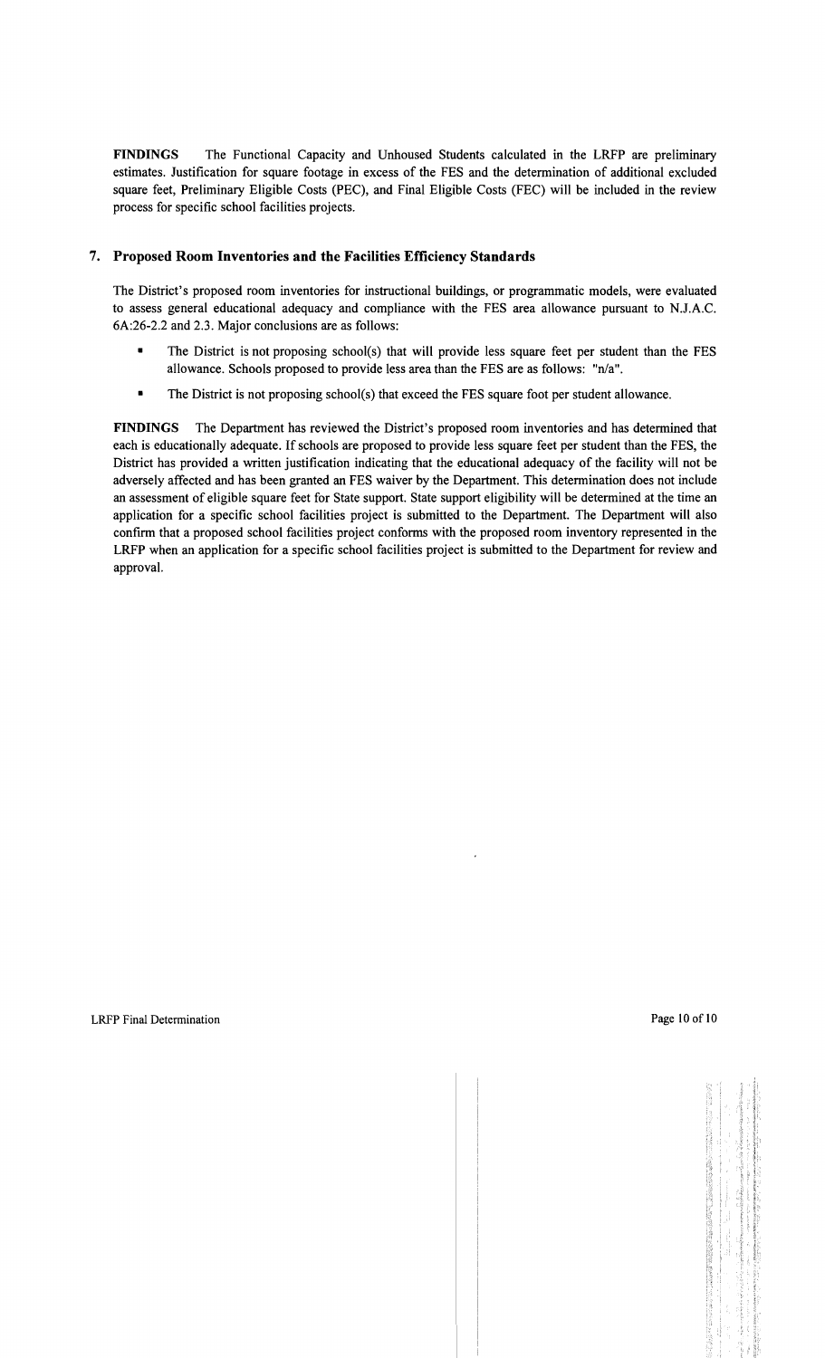**FINDINGS** The Functional Capacity and Unhoused Students calculated in the LRFP are preliminary estimates. Justification for square footage in excess of the FES and the determination of additional excluded square feet, Preliminary Eligible Costs (PEC), and Final Eligible Costs (FEC) will be included in the review process for specific school facilities projects.

## 7. Proposed Room Inventories and the Facilities Efficiency Standards

The District's proposed room inventories for instructional buildings, or programmatic models, were evaluated to assess general educational adequacy and compliance with the FES area allowance pursuant to N.J.A.C. 6A:26-2.2 and 2.3. Major conclusions are as follows:

- The District is not proposing school(s) that will provide less square feet per student than the FES allowance. Schools proposed to provide less area than the FES are as follows: "n/a".
- The District is not proposing school(s) that exceed the FES square foot per student allowance.

**FINDINGS** The Department has reviewed the District's proposed room inventories and has determined that each is educationally adequate. If schools are proposed to provide less square feet per student than the FES, the District has provided a written justification indicating that the educational adequacy of the facility will not be adversely affected and has been granted an FES waiver by the Department. This determination does not include an assessment of eligible square feet for State support. State support eligibility will be determined at the time an application for a specific school facilities project is submitted to the Department. The Department will also confirm that a proposed school facilities project conforms with the proposed room inventory represented in the LRFP when an application for a specific school facilities project is submitted to the Department for review and approval.